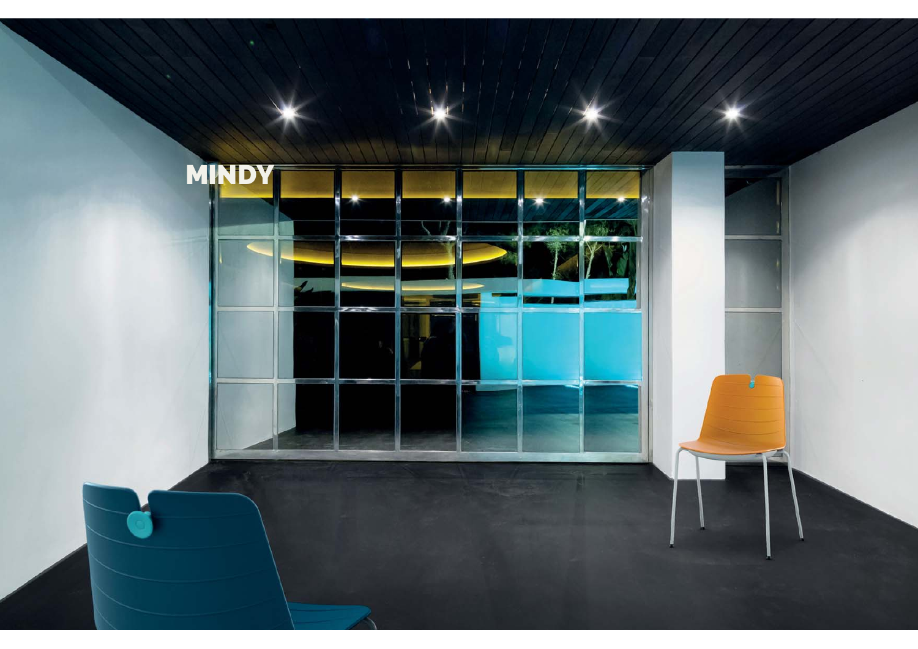# MINDY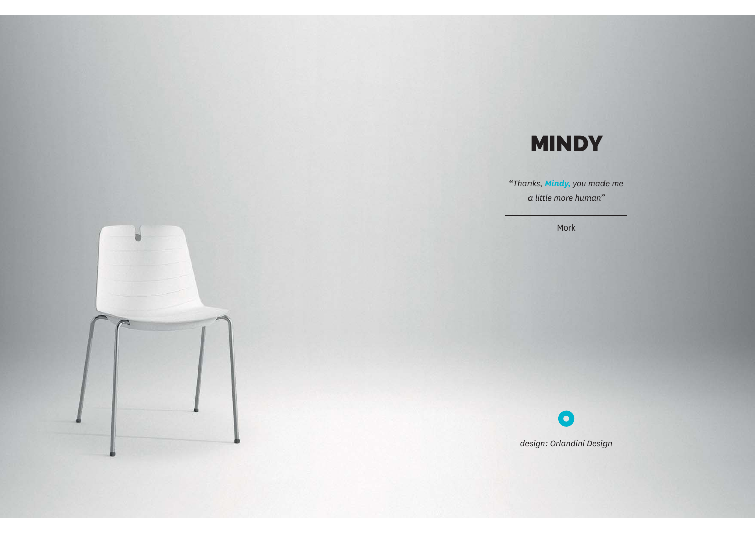# MINDY

*"Thanks, **Mindy,** you made me a little more human"*

Mork

*design: Orlandini Design*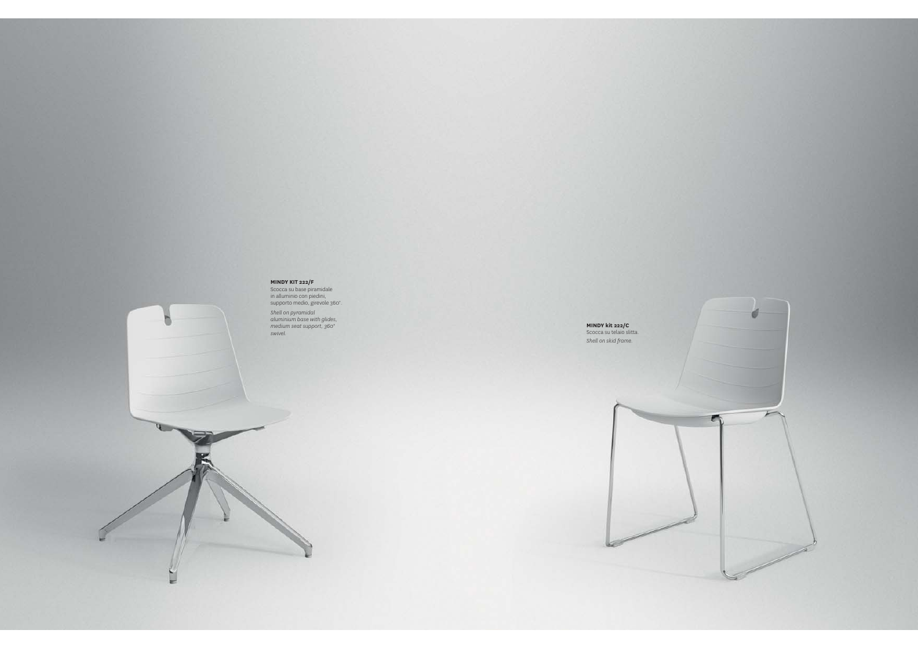**MINDY KIT 222/F**
Scocca su base piramidale in alluminio con piedini, supporto medio, girevole 360°.

*Shell on pyramidal aluminium base with glides, medium seat support, 360° swivel.*

**MINDY kit 222/C**
Scocca su telaio slitta.

*Shell on skid frame.*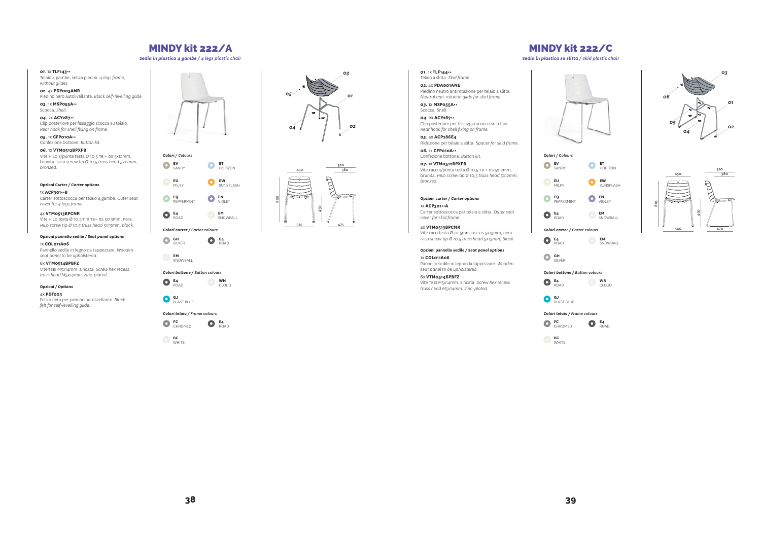# MINDY kit 222/A

*Sedia in plastica 4 gambe / 4 legs plastic chair*

**01.** 1x **TLF143••**
Telaio 4 gambe, senza piedini. *4 legs frame, without glides.*

**02.** 4x **PDY003ANR**
Piedino nero autolivellante. *Black self-levelling glide.*

**03.** 1x **MSP055A••**
Scocca. *Shell.*

**04.** 2x **ACY287••**
Clip posteriore per fissaggio scocca su telaio. *Rear hook for shell fixing on frame.*

**05.** 1x **CFP010A••**
Confezione bottone. *Button kit.*

**06.** 1x **VTM0512BPXFB**
Vite HILO s/punta testa Ø 10,5 TB + DS 5x12mm, brunita. *HILO screw tip Ø 10,5 truss head 5x12mm, bronzed.*

**Opzioni Carter / *Carter options***

1x **ACP301••B**
Carter sottoscocca per telaio 4 gambe. *Outer seat cover for 4 legs frame.*

4x **VTM0513BPCNR**
Vite HILO testa Ø 10.5mm TB+ DS 5x13mm, nera. *HILO screw tip Ø 10.5 truss head 5x13mm, black.*

**Opzioni pannello sedile / *Seat panel options***

1x **COL011A06**
Pannello sedile in legno da tappezzare. *Wooden seat panel to be upholstered.*

6x **VTM0514BPBFZ**
Vite TBEI M5x14mm, zincata. *Screw hex recess truss head M5x14mm, zinc-plated.*

**Opzioni / *Options***

4x **PDT003**
Feltro nero per piedino autolivellante. *Black felt for self-levelling glide.*

***Colori / Colours***

- **EV** SANDY
- **ET** HORIZON
- **EU** MILKY
- **EW** SUNSPLASH
- **EQ** PEPPERMINT
- **EN** VIOLET
- **E4** ROAD
- **EM** SNOWBALL

***Colori carter / Carter colours***

- **GH** SILVER
- **E4** ROAD
- **EM** SNOWBALL

***Colori bottone / Button colours***

- **E4** ROAD
- **WN** CLOUD
- **GJ** BLAST BLUE

***Colori telaio / Frame colours***

- **FC** CHROMED
- **E4** ROAD
- **BC** WHITE

03, 05, 01, 04, 02

450 — 520 — 380 — 800 — 450 — 535 — 475

# MINDY kit 222/C

*Sedia in plastica su slitta / Skid plastic chair*

**01.** 1x **TLF144••**
Telaio a slitta. *Skid frame.*

**02.** 4x **PDA001ANE**
Piedino neutro antirotazione per telaio a slitta. *Neutral anti-rotation glide for skid frame.*

**03.** 1x **MSP055A••**
Scocca. *Shell.*

**04.** 2x **ACY287••**
Clip posteriore per fissaggio scocca su telaio. *Rear hook for shell fixing on frame.*

**05.** 4x **ACP286E4**
Riduzione per telaio a slitta. *Spacer for skid frame.*

**06.** 1x **CFP010A••**
Confezione bottone. *Button kit.*

**07.** 1x **VTM0512BPXFB**
Vite HILO s/punta testa Ø 10,5 TB + DS 5x12mm, brunita. *HILO screw tip Ø 10,5 truss head 5x12mm, bronzed.*

**Opzioni carter / *Carter options***

1x **ACP301••A**
Carter sottoscocca per telaio a slitta. *Outer seat cover for skid frame.*

4x **VTM0513BPCNR**
Vite HILO testa Ø 10.5mm TB+ DS 5x13mm, nera. *HILO screw tip Ø 10.5 truss head 5x13mm, black.*

**Opzioni pannello sedile / *Seat panel options***

1x **COL011A06**
Pannello sedile in legno da tappezzare. *Wooden seat panel to be upholstered.*

6x **VTM0514BPBFZ**
Vite TBEI M5x14mm, zincata. *Screw hex recess truss head M5x14mm, zinc-plated.*

***Colori / Colours***

- **EV** SANDY
- **ET** HORIZON
- **EU** MILKY
- **EW** SUNSPLASH
- **EQ** PEPPERMINT
- **EN** VIOLET
- **E4** ROAD
- **EM** SNOWBALL

***Colori carter / Carter colours***

- **E4** ROAD
- **EM** SNOWBALL
- **GH** SILVER

***Colori bottone / Button colours***

- **E4** ROAD
- **WN** CLOUD
- **GJ** BLAST BLUE

***Colori telaio / Frame colours***

- **FC** CHROMED
- **E4** ROAD
- **BC** WHITE

03, 06, 01, 05, 04, 02

450 — 520 — 380 — 805 — 450 — 540 — 470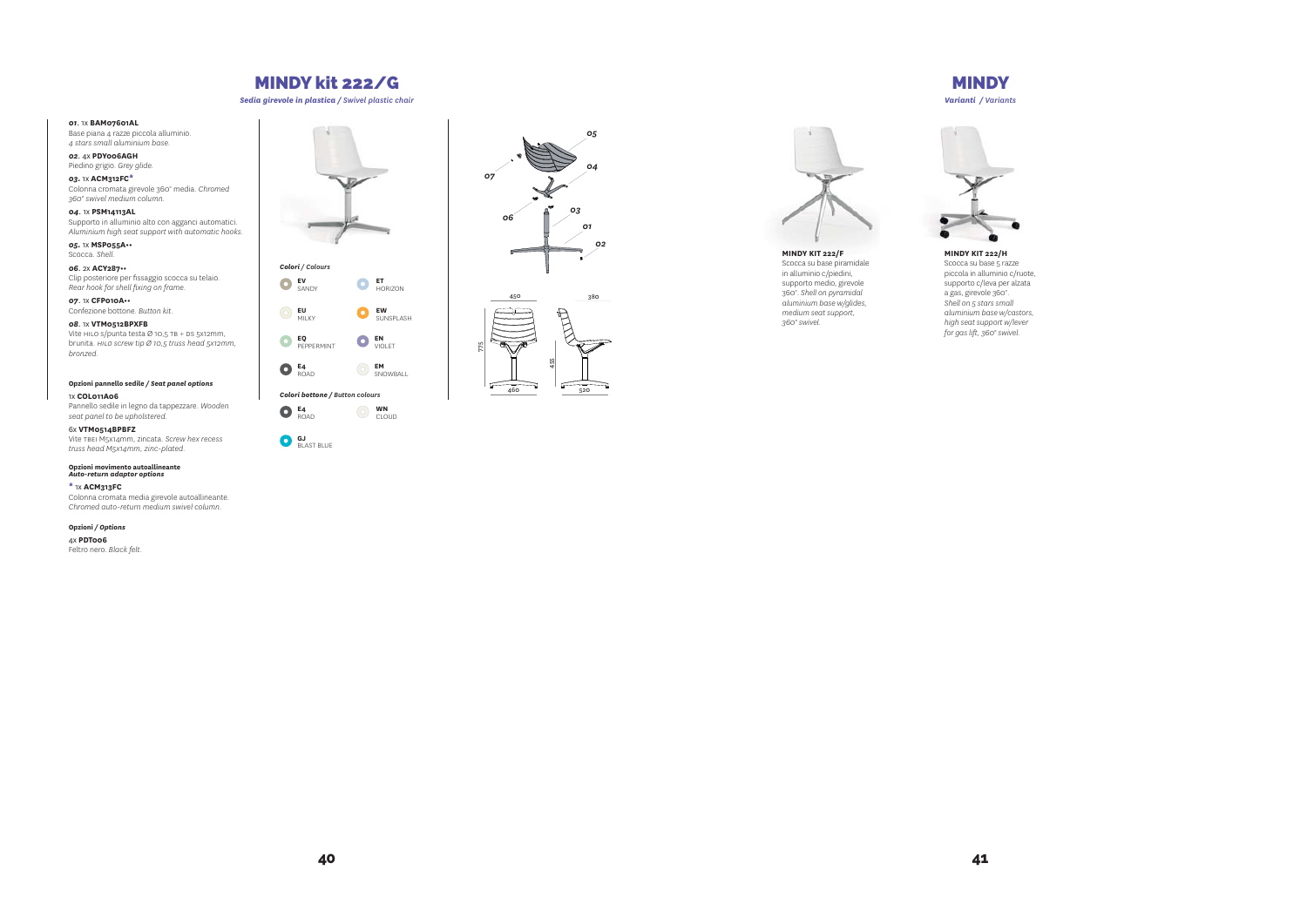# MINDY kit 222/G

*Sedia girevole in plastica / Swivel plastic chair*

***01.*** 1x **BAM07601AL**
Base piana 4 razze piccola alluminio.
*4 stars small aluminium base.*

***02.*** 4x **PDY006AGH**
Piedino grigio. *Grey glide.*

***03.*** 1x **ACM312FC***
Colonna cromata girevole 360° media. *Chromed 360° swivel medium column.*

***04.*** 1x **PSM14113AL**
Supporto in alluminio alto con agganci automatici.
*Aluminium high seat support with automatic hooks.*

***05.*** 1x **MSP055A••**
Scocca. *Shell.*

***06.*** 2x **ACY287••**
Clip posteriore per fissaggio scocca su telaio.
*Rear hook for shell fixing on frame.*

***07.*** 1x **CFP010A••**
Confezione bottone. *Button kit.*

***08.*** 1x **VTM0512BPXFB**
Vite HILO s/punta testa Ø 10,5 TB + DS 5x12mm, brunita. *HILO screw tip Ø 10,5 truss head 5x12mm, bronzed.*

**Opzioni pannello sedile / *Seat panel options***

1x **COL011A06**
Pannello sedile in legno da tappezzare. *Wooden seat panel to be upholstered.*

6x **VTM0514BPBFZ**
Vite TBEI M5x14mm, zincata. *Screw hex recess truss head M5x14mm, zinc-plated.*

**Opzioni movimento autoallineante**
***Auto-return adaptor options***

\* 1x **ACM313FC**
Colonna cromata media girevole autoallineante.
*Chromed auto-return medium swivel column.*

**Opzioni / *Options***

4x **PDT006**
Feltro nero. *Black felt.*

***Colori / Colours***

- **EV** SANDY
- **ET** HORIZON
- **EU** MILKY
- **EW** SUNSPLASH
- **EQ** PEPPERMINT
- **EN** VIOLET
- **E4** ROAD
- **EM** SNOWBALL

***Colori bottone / Button colours***

- **E4** ROAD
- **WN** CLOUD
- **GJ** BLAST BLUE

07 05 04 06 03 01 02

450 380 775 455 460 520

# MINDY

*Varianti / Variants*

**MINDY KIT 222/F**
Scocca su base piramidale in alluminio c/piedini, supporto medio, girevole 360°. *Shell on pyramidal aluminium base w/glides, medium seat support, 360° swivel.*

**MINDY KIT 222/H**
Scocca su base 5 razze piccola in alluminio c/ruote, supporto c/leva per alzata a gas, girevole 360°. *Shell on 5 stars small aluminium base w/castors, high seat support w/lever for gas lift, 360° swivel.*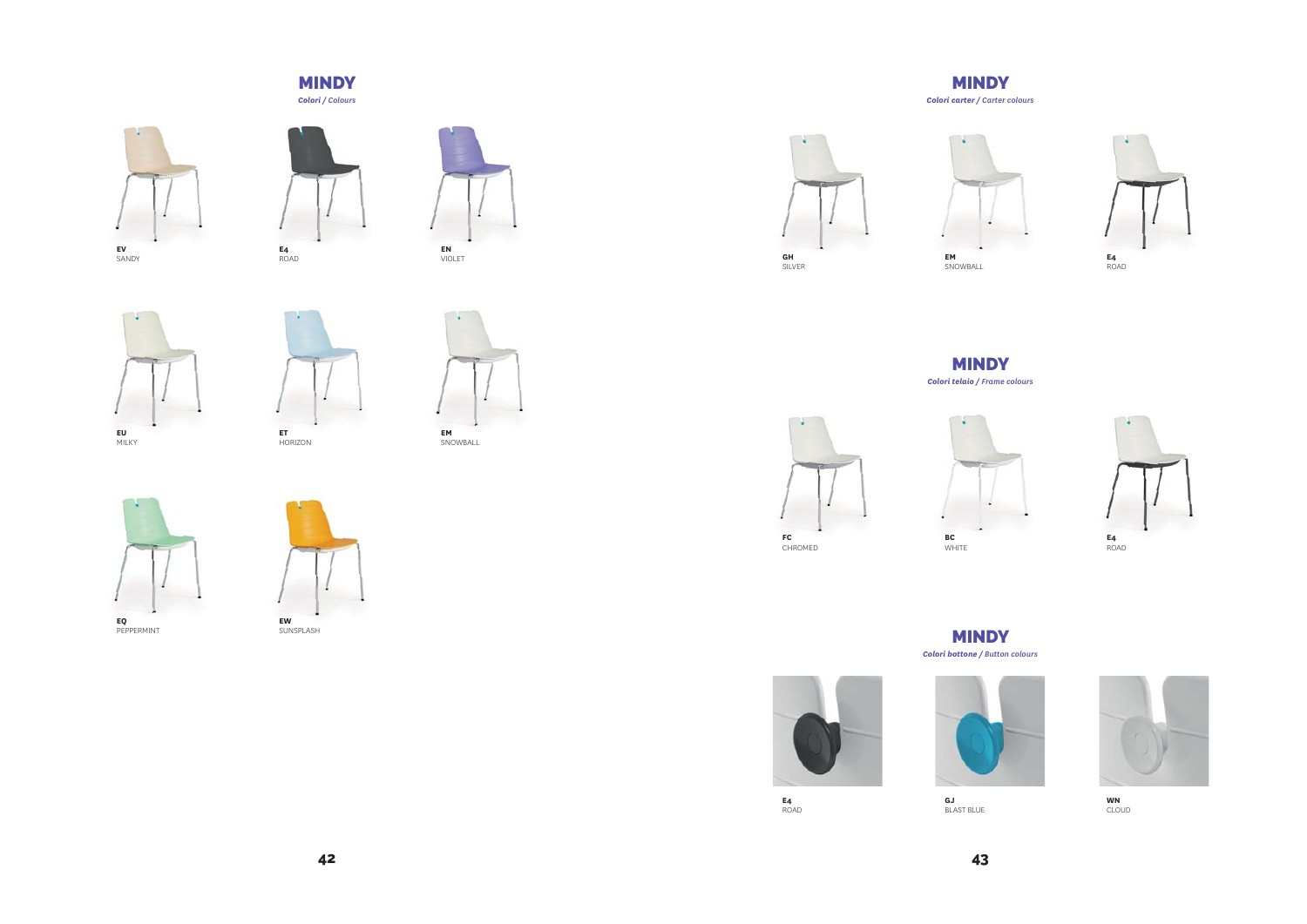## MINDY

*Colori / Colours*

**EV**
SANDY

**E4**
ROAD

**EN**
VIOLET

**EU**
MILKY

**ET**
HORIZON

**EM**
SNOWBALL

**EQ**
PEPPERMINT

**EW**
SUNSPLASH

## MINDY

*Colori carter / Carter colours*

**GH**
SILVER

**EM**
SNOWBALL

**E4**
ROAD

## MINDY

*Colori telaio / Frame colours*

**FC**
CHROMED

**BC**
WHITE

**E4**
ROAD

## MINDY

*Colori bottone / Button colours*

**E4**
ROAD

**GJ**
BLAST BLUE

**WN**
CLOUD